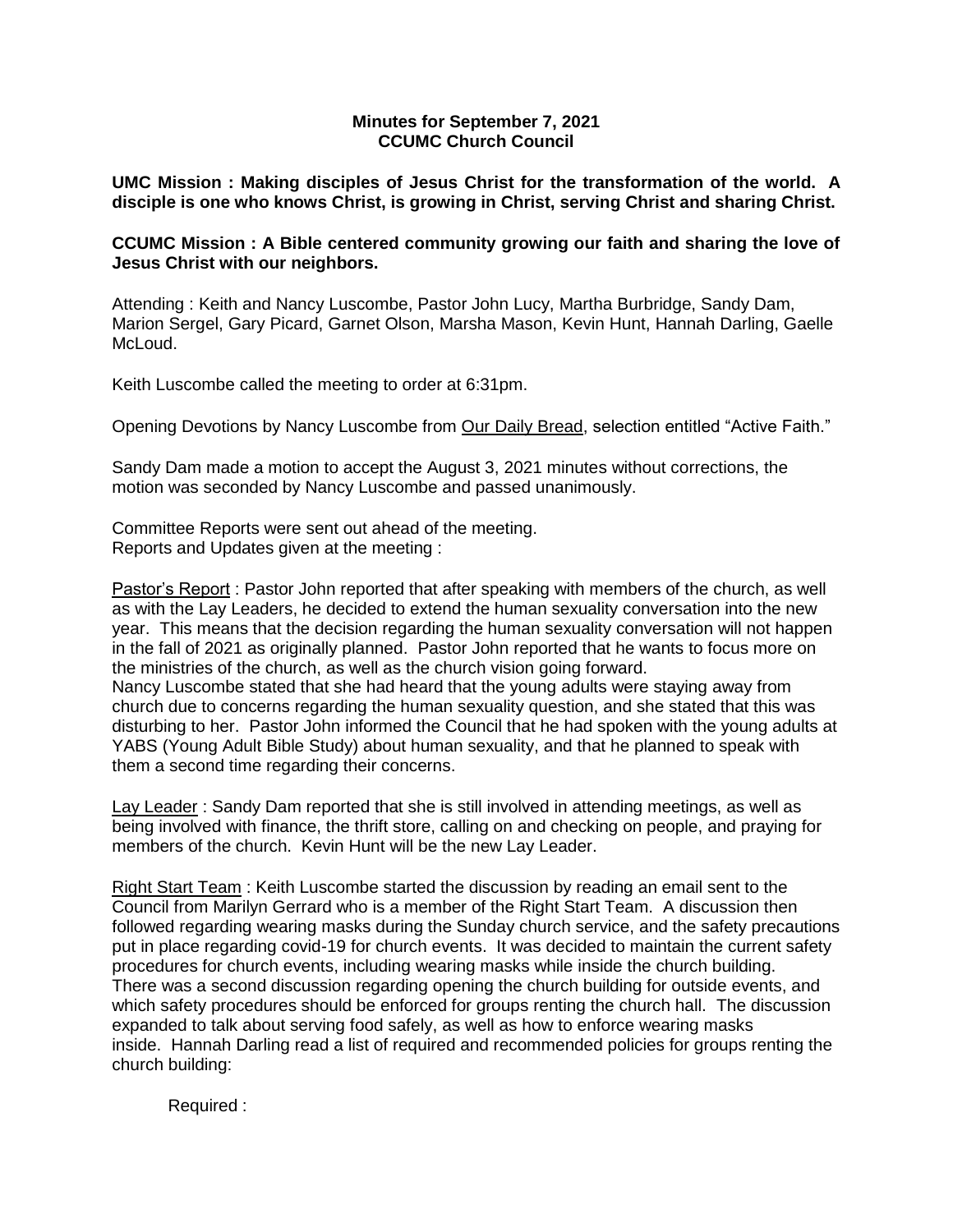**Minutes for September 7, 2021**
**CCUMC Church Council**

**UMC Mission : Making disciples of Jesus Christ for the transformation of the world. A disciple is one who knows Christ, is growing in Christ, serving Christ and sharing Christ.**

**CCUMC Mission : A Bible centered community growing our faith and sharing the love of Jesus Christ with our neighbors.**

Attending : Keith and Nancy Luscombe, Pastor John Lucy, Martha Burbridge, Sandy Dam, Marion Sergel, Gary Picard, Garnet Olson, Marsha Mason, Kevin Hunt, Hannah Darling, Gaelle McLoud.

Keith Luscombe called the meeting to order at 6:31pm.

Opening Devotions by Nancy Luscombe from Our Daily Bread, selection entitled "Active Faith."

Sandy Dam made a motion to accept the August 3, 2021 minutes without corrections, the motion was seconded by Nancy Luscombe and passed unanimously.

Committee Reports were sent out ahead of the meeting.
Reports and Updates given at the meeting :

Pastor's Report : Pastor John reported that after speaking with members of the church, as well as with the Lay Leaders, he decided to extend the human sexuality conversation into the new year. This means that the decision regarding the human sexuality conversation will not happen in the fall of 2021 as originally planned. Pastor John reported that he wants to focus more on the ministries of the church, as well as the church vision going forward.
Nancy Luscombe stated that she had heard that the young adults were staying away from church due to concerns regarding the human sexuality question, and she stated that this was disturbing to her. Pastor John informed the Council that he had spoken with the young adults at YABS (Young Adult Bible Study) about human sexuality, and that he planned to speak with them a second time regarding their concerns.

Lay Leader : Sandy Dam reported that she is still involved in attending meetings, as well as being involved with finance, the thrift store, calling on and checking on people, and praying for members of the church. Kevin Hunt will be the new Lay Leader.

Right Start Team : Keith Luscombe started the discussion by reading an email sent to the Council from Marilyn Gerrard who is a member of the Right Start Team. A discussion then followed regarding wearing masks during the Sunday church service, and the safety precautions put in place regarding covid-19 for church events. It was decided to maintain the current safety procedures for church events, including wearing masks while inside the church building.
There was a second discussion regarding opening the church building for outside events, and which safety procedures should be enforced for groups renting the church hall. The discussion expanded to talk about serving food safely, as well as how to enforce wearing masks inside. Hannah Darling read a list of required and recommended policies for groups renting the church building:

Required :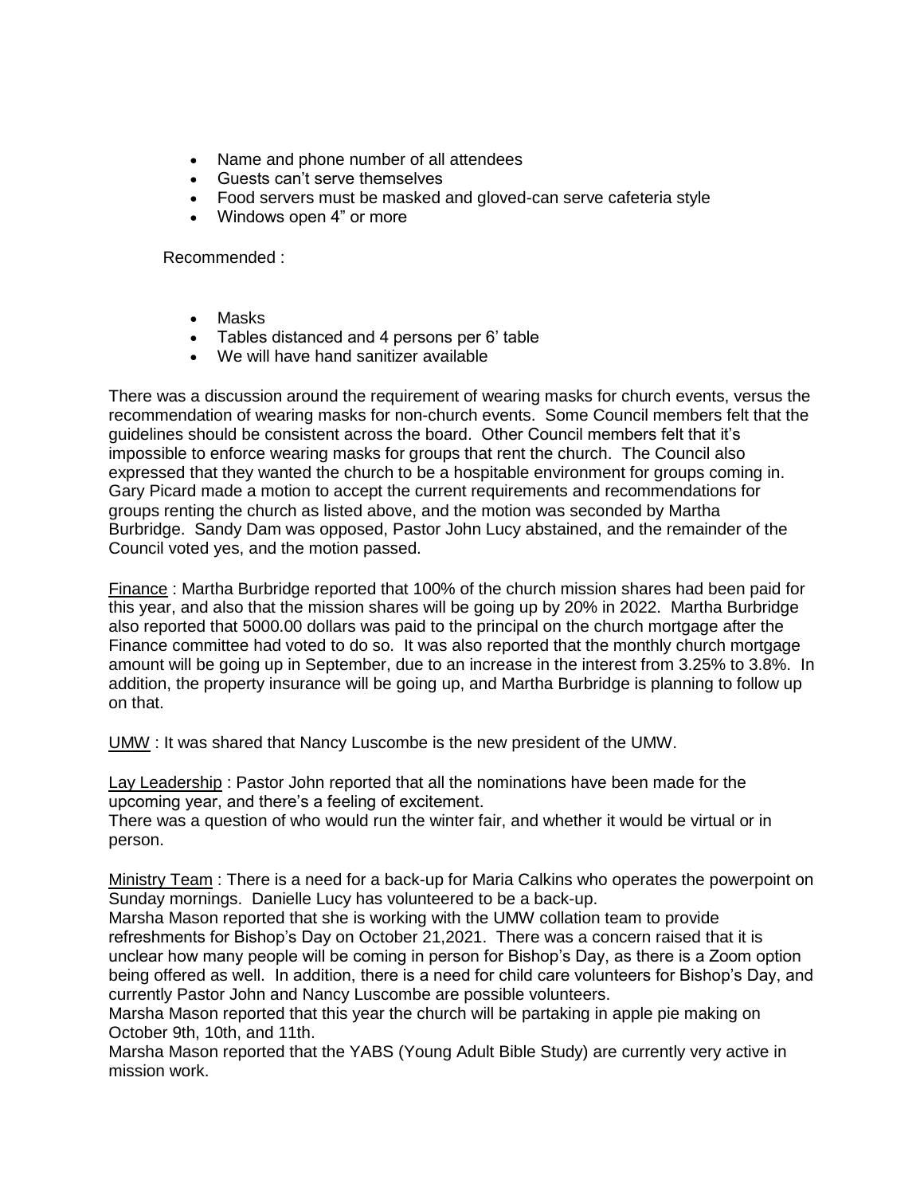- Name and phone number of all attendees
- Guests can't serve themselves
- Food servers must be masked and gloved-can serve cafeteria style
- Windows open 4" or more

Recommended :

- Masks
- Tables distanced and 4 persons per 6' table
- We will have hand sanitizer available

There was a discussion around the requirement of wearing masks for church events, versus the recommendation of wearing masks for non-church events. Some Council members felt that the guidelines should be consistent across the board. Other Council members felt that it's impossible to enforce wearing masks for groups that rent the church. The Council also expressed that they wanted the church to be a hospitable environment for groups coming in. Gary Picard made a motion to accept the current requirements and recommendations for groups renting the church as listed above, and the motion was seconded by Martha Burbridge. Sandy Dam was opposed, Pastor John Lucy abstained, and the remainder of the Council voted yes, and the motion passed.

<u>Finance</u> : Martha Burbridge reported that 100% of the church mission shares had been paid for this year, and also that the mission shares will be going up by 20% in 2022. Martha Burbridge also reported that 5000.00 dollars was paid to the principal on the church mortgage after the Finance committee had voted to do so. It was also reported that the monthly church mortgage amount will be going up in September, due to an increase in the interest from 3.25% to 3.8%. In addition, the property insurance will be going up, and Martha Burbridge is planning to follow up on that.

<u>UMW</u> : It was shared that Nancy Luscombe is the new president of the UMW.

<u>Lay Leadership</u> : Pastor John reported that all the nominations have been made for the upcoming year, and there's a feeling of excitement.
There was a question of who would run the winter fair, and whether it would be virtual or in person.

<u>Ministry Team</u> : There is a need for a back-up for Maria Calkins who operates the powerpoint on Sunday mornings. Danielle Lucy has volunteered to be a back-up.
Marsha Mason reported that she is working with the UMW collation team to provide refreshments for Bishop's Day on October 21,2021. There was a concern raised that it is unclear how many people will be coming in person for Bishop's Day, as there is a Zoom option being offered as well. In addition, there is a need for child care volunteers for Bishop's Day, and currently Pastor John and Nancy Luscombe are possible volunteers.
Marsha Mason reported that this year the church will be partaking in apple pie making on October 9th, 10th, and 11th.
Marsha Mason reported that the YABS (Young Adult Bible Study) are currently very active in mission work.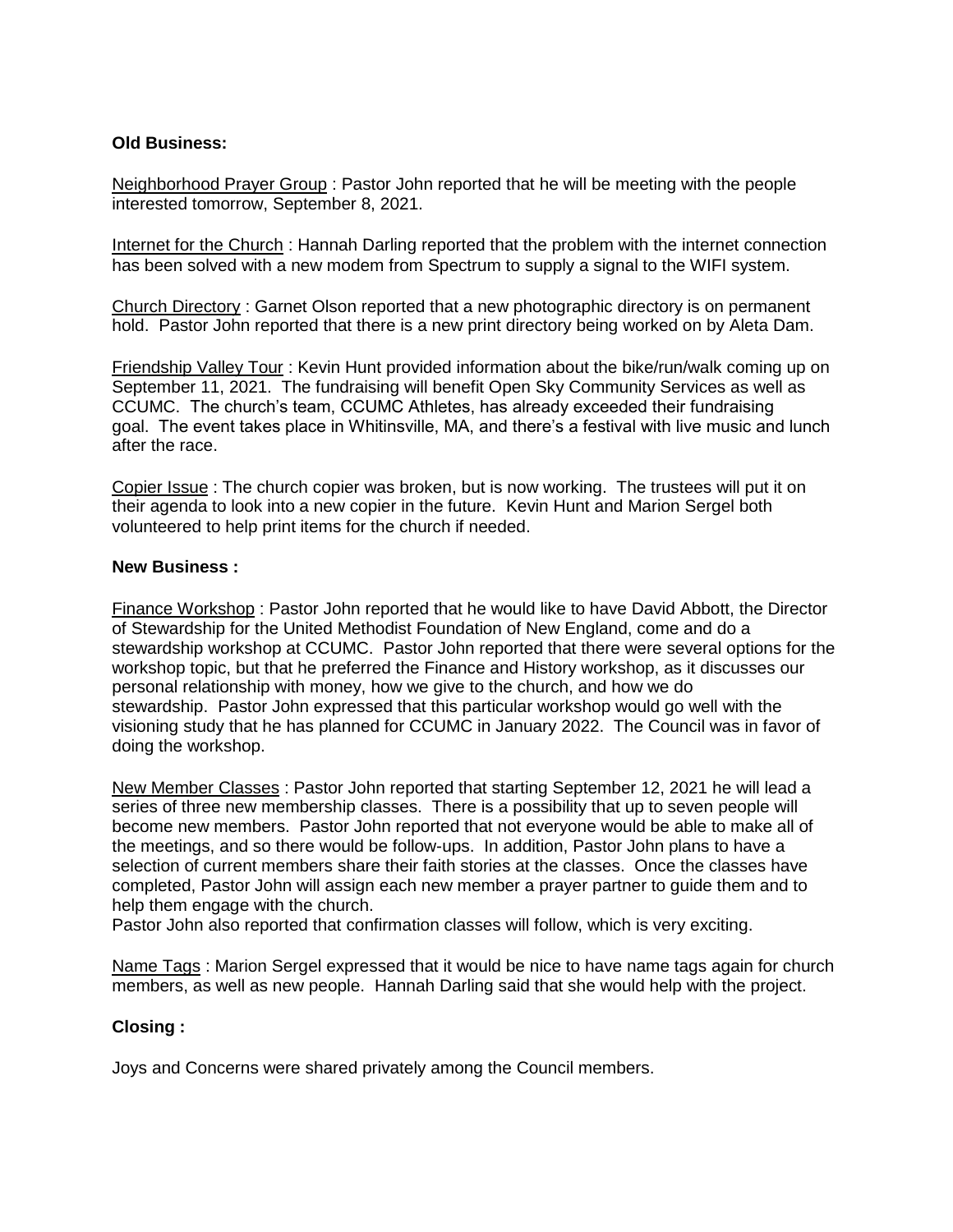**Old Business:**

Neighborhood Prayer Group : Pastor John reported that he will be meeting with the people interested tomorrow, September 8, 2021.

Internet for the Church : Hannah Darling reported that the problem with the internet connection has been solved with a new modem from Spectrum to supply a signal to the WIFI system.

Church Directory : Garnet Olson reported that a new photographic directory is on permanent hold. Pastor John reported that there is a new print directory being worked on by Aleta Dam.

Friendship Valley Tour : Kevin Hunt provided information about the bike/run/walk coming up on September 11, 2021. The fundraising will benefit Open Sky Community Services as well as CCUMC. The church's team, CCUMC Athletes, has already exceeded their fundraising goal. The event takes place in Whitinsville, MA, and there's a festival with live music and lunch after the race.

Copier Issue : The church copier was broken, but is now working. The trustees will put it on their agenda to look into a new copier in the future. Kevin Hunt and Marion Sergel both volunteered to help print items for the church if needed.

**New Business :**

Finance Workshop : Pastor John reported that he would like to have David Abbott, the Director of Stewardship for the United Methodist Foundation of New England, come and do a stewardship workshop at CCUMC. Pastor John reported that there were several options for the workshop topic, but that he preferred the Finance and History workshop, as it discusses our personal relationship with money, how we give to the church, and how we do stewardship. Pastor John expressed that this particular workshop would go well with the visioning study that he has planned for CCUMC in January 2022. The Council was in favor of doing the workshop.

New Member Classes : Pastor John reported that starting September 12, 2021 he will lead a series of three new membership classes. There is a possibility that up to seven people will become new members. Pastor John reported that not everyone would be able to make all of the meetings, and so there would be follow-ups. In addition, Pastor John plans to have a selection of current members share their faith stories at the classes. Once the classes have completed, Pastor John will assign each new member a prayer partner to guide them and to help them engage with the church.
Pastor John also reported that confirmation classes will follow, which is very exciting.

Name Tags : Marion Sergel expressed that it would be nice to have name tags again for church members, as well as new people. Hannah Darling said that she would help with the project.

**Closing :**

Joys and Concerns were shared privately among the Council members.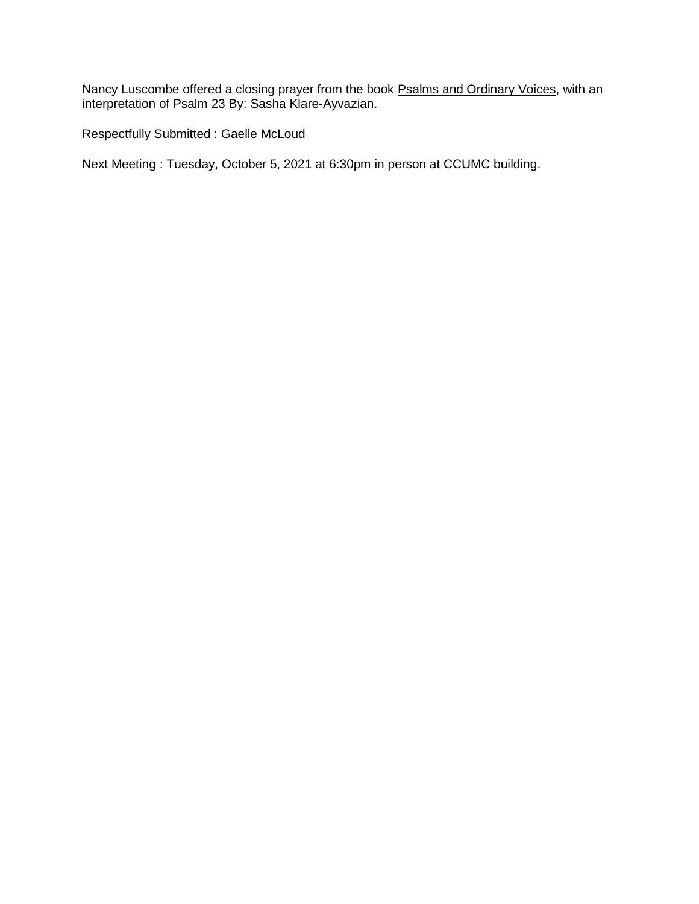Nancy Luscombe offered a closing prayer from the book Psalms and Ordinary Voices, with an interpretation of Psalm 23 By: Sasha Klare-Ayvazian.

Respectfully Submitted : Gaelle McLoud

Next Meeting : Tuesday, October 5, 2021 at 6:30pm in person at CCUMC building.